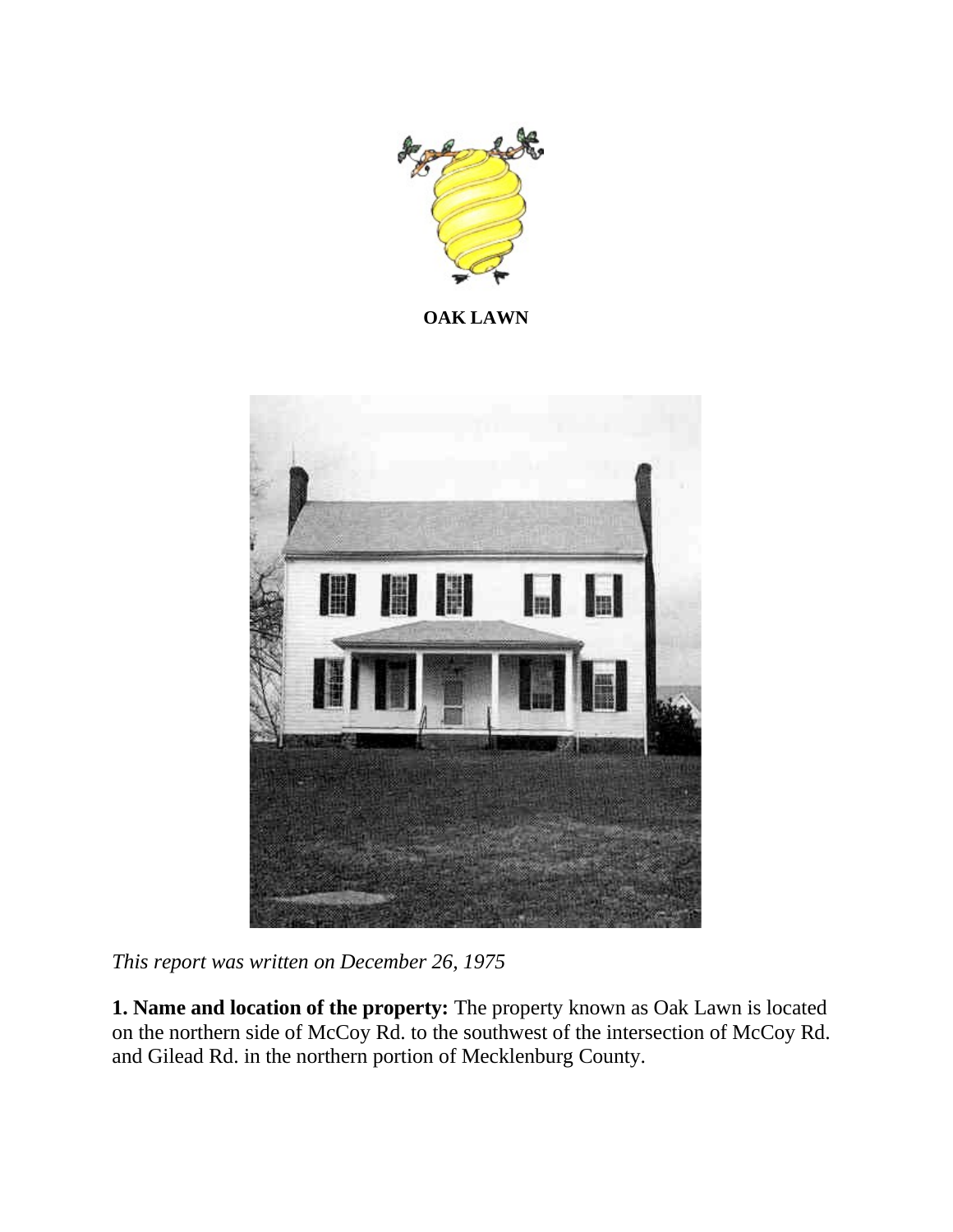**OAK LAWN**

*This report was written on December 26, 1975*

**1. Name and location of the property:** The property known as Oak Lawn is located on the northern side of McCoy Rd. to the southwest of the intersection of McCoy Rd. and Gilead Rd. in the northern portion of Mecklenburg County.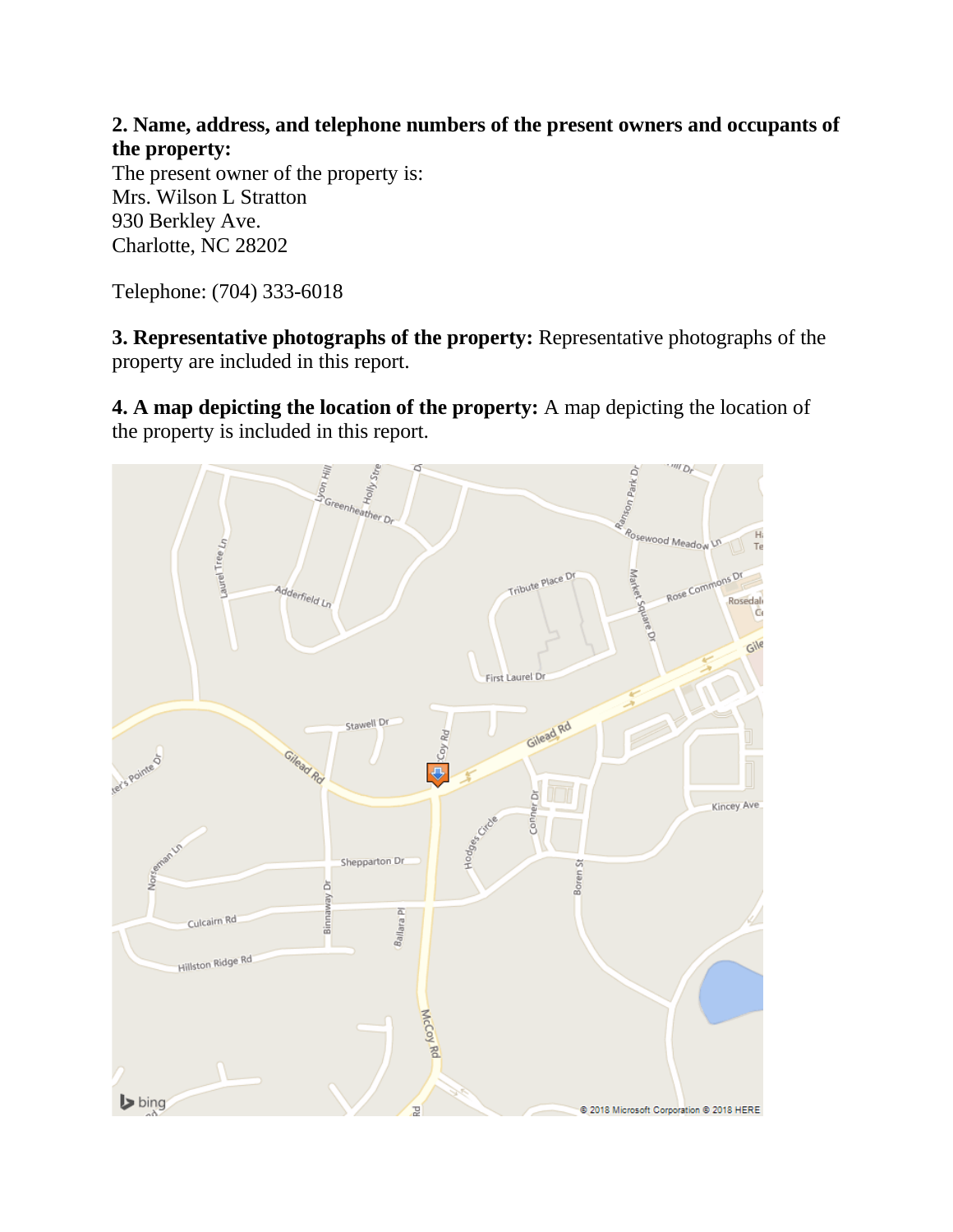**2. Name, address, and telephone numbers of the present owners and occupants of the property:**
The present owner of the property is:
Mrs. Wilson L Stratton
930 Berkley Ave.
Charlotte, NC 28202

Telephone: (704) 333-6018

**3. Representative photographs of the property:** Representative photographs of the property are included in this report.

**4. A map depicting the location of the property:** A map depicting the location of the property is included in this report.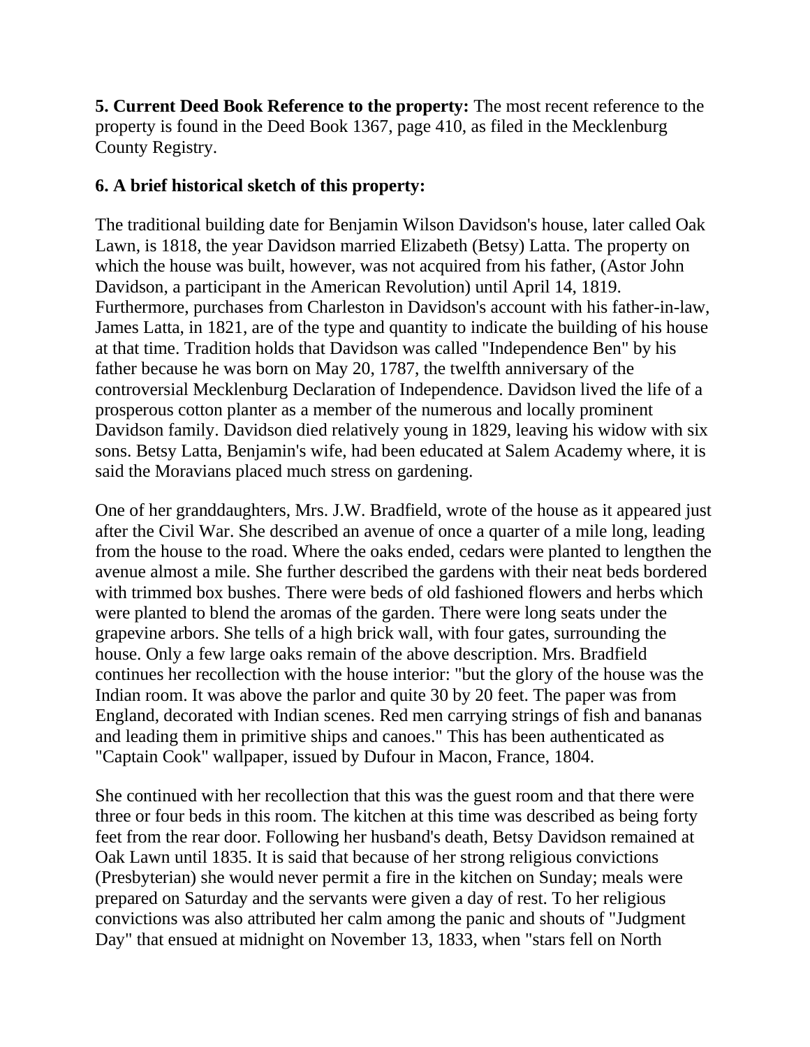**5. Current Deed Book Reference to the property:** The most recent reference to the property is found in the Deed Book 1367, page 410, as filed in the Mecklenburg County Registry.

**6. A brief historical sketch of this property:**

The traditional building date for Benjamin Wilson Davidson's house, later called Oak Lawn, is 1818, the year Davidson married Elizabeth (Betsy) Latta. The property on which the house was built, however, was not acquired from his father, (Astor John Davidson, a participant in the American Revolution) until April 14, 1819. Furthermore, purchases from Charleston in Davidson's account with his father-in-law, James Latta, in 1821, are of the type and quantity to indicate the building of his house at that time. Tradition holds that Davidson was called "Independence Ben" by his father because he was born on May 20, 1787, the twelfth anniversary of the controversial Mecklenburg Declaration of Independence. Davidson lived the life of a prosperous cotton planter as a member of the numerous and locally prominent Davidson family. Davidson died relatively young in 1829, leaving his widow with six sons. Betsy Latta, Benjamin's wife, had been educated at Salem Academy where, it is said the Moravians placed much stress on gardening.

One of her granddaughters, Mrs. J.W. Bradfield, wrote of the house as it appeared just after the Civil War. She described an avenue of once a quarter of a mile long, leading from the house to the road. Where the oaks ended, cedars were planted to lengthen the avenue almost a mile. She further described the gardens with their neat beds bordered with trimmed box bushes. There were beds of old fashioned flowers and herbs which were planted to blend the aromas of the garden. There were long seats under the grapevine arbors. She tells of a high brick wall, with four gates, surrounding the house. Only a few large oaks remain of the above description. Mrs. Bradfield continues her recollection with the house interior: "but the glory of the house was the Indian room. It was above the parlor and quite 30 by 20 feet. The paper was from England, decorated with Indian scenes. Red men carrying strings of fish and bananas and leading them in primitive ships and canoes." This has been authenticated as "Captain Cook" wallpaper, issued by Dufour in Macon, France, 1804.

She continued with her recollection that this was the guest room and that there were three or four beds in this room. The kitchen at this time was described as being forty feet from the rear door. Following her husband's death, Betsy Davidson remained at Oak Lawn until 1835. It is said that because of her strong religious convictions (Presbyterian) she would never permit a fire in the kitchen on Sunday; meals were prepared on Saturday and the servants were given a day of rest. To her religious convictions was also attributed her calm among the panic and shouts of "Judgment Day" that ensued at midnight on November 13, 1833, when "stars fell on North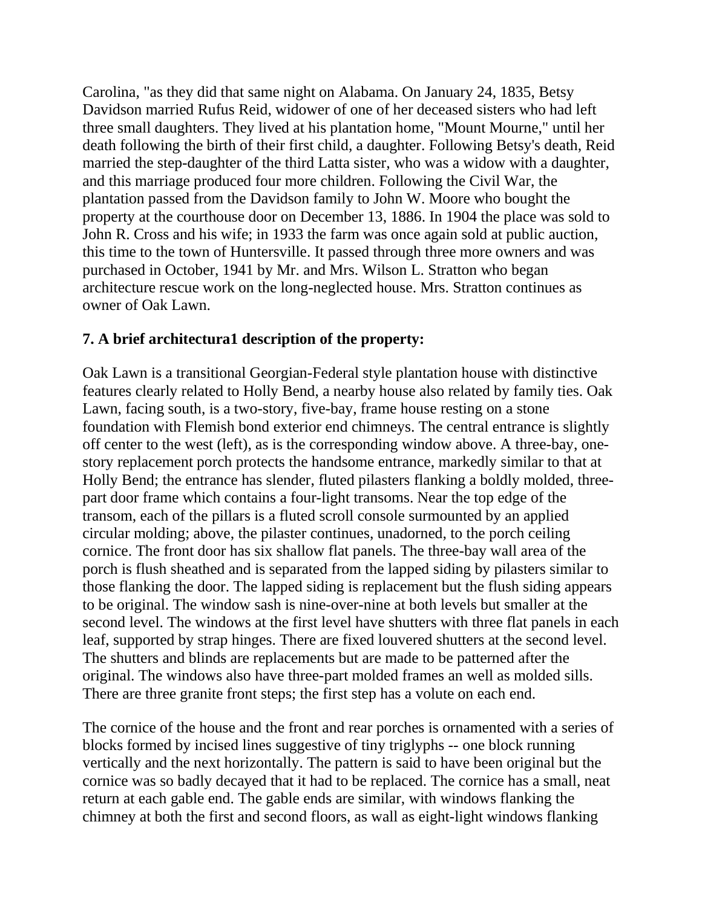Carolina, "as they did that same night on Alabama. On January 24, 1835, Betsy Davidson married Rufus Reid, widower of one of her deceased sisters who had left three small daughters. They lived at his plantation home, "Mount Mourne," until her death following the birth of their first child, a daughter. Following Betsy's death, Reid married the step-daughter of the third Latta sister, who was a widow with a daughter, and this marriage produced four more children. Following the Civil War, the plantation passed from the Davidson family to John W. Moore who bought the property at the courthouse door on December 13, 1886. In 1904 the place was sold to John R. Cross and his wife; in 1933 the farm was once again sold at public auction, this time to the town of Huntersville. It passed through three more owners and was purchased in October, 1941 by Mr. and Mrs. Wilson L. Stratton who began architecture rescue work on the long-neglected house. Mrs. Stratton continues as owner of Oak Lawn.

**7. A brief architectura1 description of the property:**

Oak Lawn is a transitional Georgian-Federal style plantation house with distinctive features clearly related to Holly Bend, a nearby house also related by family ties. Oak Lawn, facing south, is a two-story, five-bay, frame house resting on a stone foundation with Flemish bond exterior end chimneys. The central entrance is slightly off center to the west (left), as is the corresponding window above. A three-bay, one-story replacement porch protects the handsome entrance, markedly similar to that at Holly Bend; the entrance has slender, fluted pilasters flanking a boldly molded, three-part door frame which contains a four-light transoms. Near the top edge of the transom, each of the pillars is a fluted scroll console surmounted by an applied circular molding; above, the pilaster continues, unadorned, to the porch ceiling cornice. The front door has six shallow flat panels. The three-bay wall area of the porch is flush sheathed and is separated from the lapped siding by pilasters similar to those flanking the door. The lapped siding is replacement but the flush siding appears to be original. The window sash is nine-over-nine at both levels but smaller at the second level. The windows at the first level have shutters with three flat panels in each leaf, supported by strap hinges. There are fixed louvered shutters at the second level. The shutters and blinds are replacements but are made to be patterned after the original. The windows also have three-part molded frames an well as molded sills. There are three granite front steps; the first step has a volute on each end.

The cornice of the house and the front and rear porches is ornamented with a series of blocks formed by incised lines suggestive of tiny triglyphs -- one block running vertically and the next horizontally. The pattern is said to have been original but the cornice was so badly decayed that it had to be replaced. The cornice has a small, neat return at each gable end. The gable ends are similar, with windows flanking the chimney at both the first and second floors, as wall as eight-light windows flanking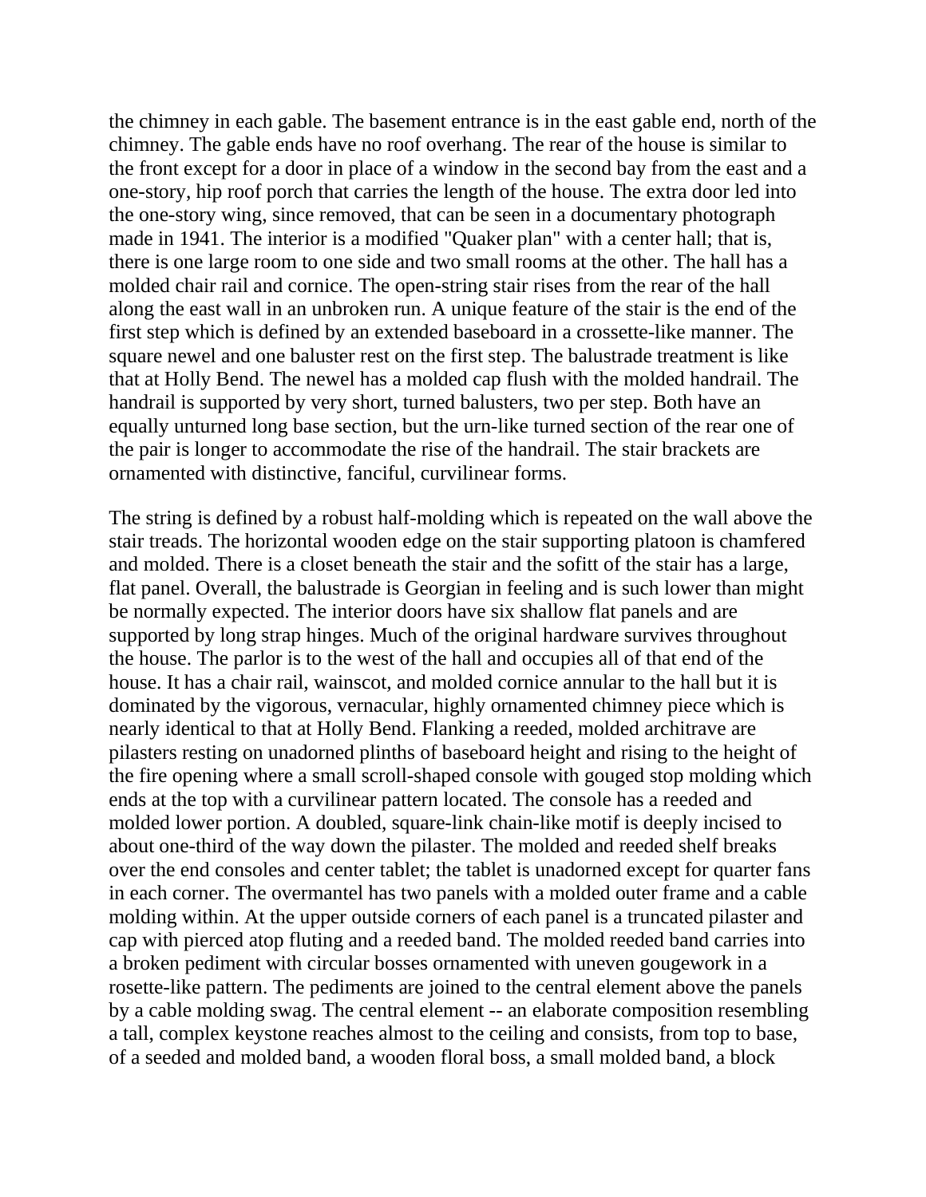the chimney in each gable. The basement entrance is in the east gable end, north of the chimney. The gable ends have no roof overhang. The rear of the house is similar to the front except for a door in place of a window in the second bay from the east and a one-story, hip roof porch that carries the length of the house. The extra door led into the one-story wing, since removed, that can be seen in a documentary photograph made in 1941. The interior is a modified "Quaker plan" with a center hall; that is, there is one large room to one side and two small rooms at the other. The hall has a molded chair rail and cornice. The open-string stair rises from the rear of the hall along the east wall in an unbroken run. A unique feature of the stair is the end of the first step which is defined by an extended baseboard in a crossette-like manner. The square newel and one baluster rest on the first step. The balustrade treatment is like that at Holly Bend. The newel has a molded cap flush with the molded handrail. The handrail is supported by very short, turned balusters, two per step. Both have an equally unturned long base section, but the urn-like turned section of the rear one of the pair is longer to accommodate the rise of the handrail. The stair brackets are ornamented with distinctive, fanciful, curvilinear forms.

The string is defined by a robust half-molding which is repeated on the wall above the stair treads. The horizontal wooden edge on the stair supporting platoon is chamfered and molded. There is a closet beneath the stair and the sofitt of the stair has a large, flat panel. Overall, the balustrade is Georgian in feeling and is such lower than might be normally expected. The interior doors have six shallow flat panels and are supported by long strap hinges. Much of the original hardware survives throughout the house. The parlor is to the west of the hall and occupies all of that end of the house. It has a chair rail, wainscot, and molded cornice annular to the hall but it is dominated by the vigorous, vernacular, highly ornamented chimney piece which is nearly identical to that at Holly Bend. Flanking a reeded, molded architrave are pilasters resting on unadorned plinths of baseboard height and rising to the height of the fire opening where a small scroll-shaped console with gouged stop molding which ends at the top with a curvilinear pattern located. The console has a reeded and molded lower portion. A doubled, square-link chain-like motif is deeply incised to about one-third of the way down the pilaster. The molded and reeded shelf breaks over the end consoles and center tablet; the tablet is unadorned except for quarter fans in each corner. The overmantel has two panels with a molded outer frame and a cable molding within. At the upper outside corners of each panel is a truncated pilaster and cap with pierced atop fluting and a reeded band. The molded reeded band carries into a broken pediment with circular bosses ornamented with uneven gougework in a rosette-like pattern. The pediments are joined to the central element above the panels by a cable molding swag. The central element -- an elaborate composition resembling a tall, complex keystone reaches almost to the ceiling and consists, from top to base, of a seeded and molded band, a wooden floral boss, a small molded band, a block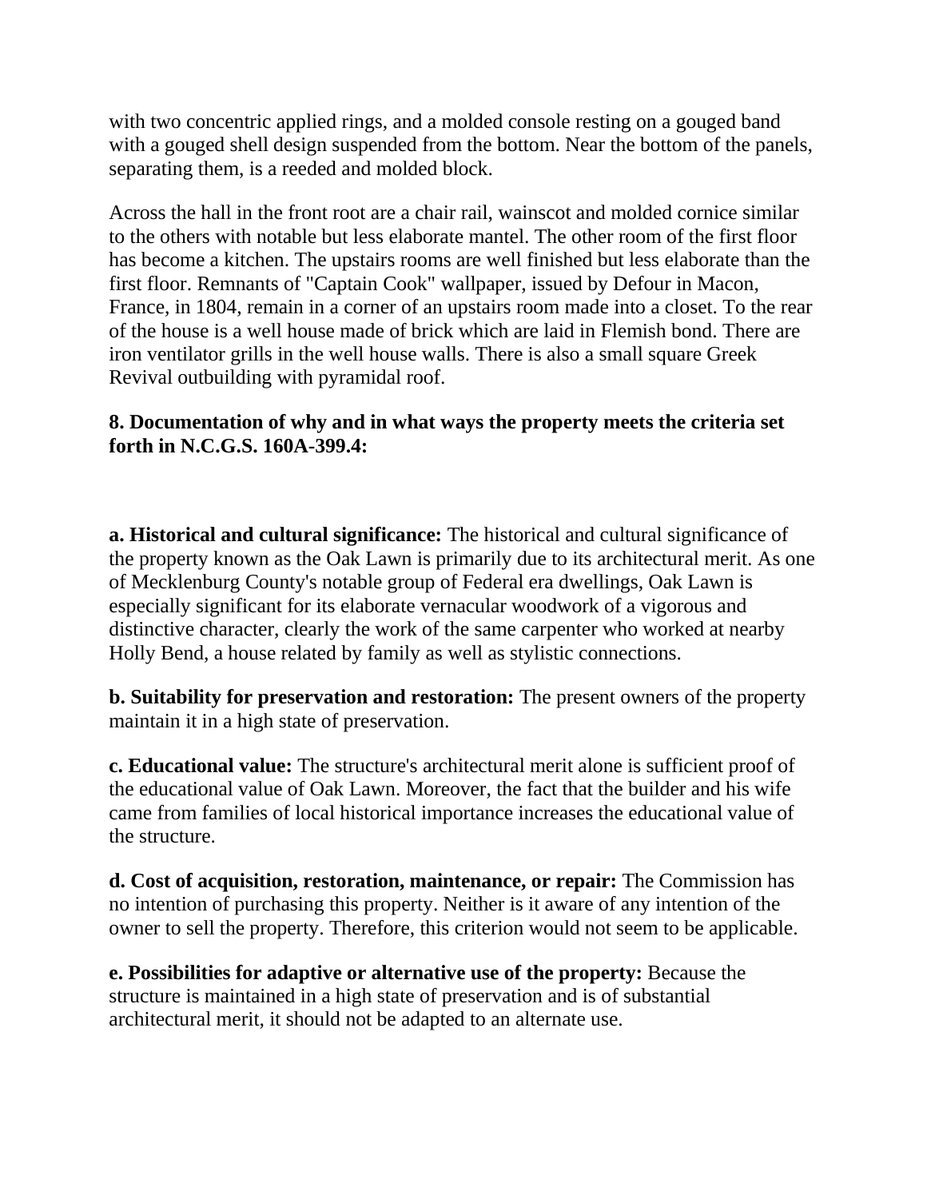with two concentric applied rings, and a molded console resting on a gouged band with a gouged shell design suspended from the bottom. Near the bottom of the panels, separating them, is a reeded and molded block.

Across the hall in the front root are a chair rail, wainscot and molded cornice similar to the others with notable but less elaborate mantel. The other room of the first floor has become a kitchen. The upstairs rooms are well finished but less elaborate than the first floor. Remnants of "Captain Cook" wallpaper, issued by Defour in Macon, France, in 1804, remain in a corner of an upstairs room made into a closet. To the rear of the house is a well house made of brick which are laid in Flemish bond. There are iron ventilator grills in the well house walls. There is also a small square Greek Revival outbuilding with pyramidal roof.

**8. Documentation of why and in what ways the property meets the criteria set forth in N.C.G.S. 160A-399.4:**

**a. Historical and cultural significance:** The historical and cultural significance of the property known as the Oak Lawn is primarily due to its architectural merit. As one of Mecklenburg County's notable group of Federal era dwellings, Oak Lawn is especially significant for its elaborate vernacular woodwork of a vigorous and distinctive character, clearly the work of the same carpenter who worked at nearby Holly Bend, a house related by family as well as stylistic connections.

**b. Suitability for preservation and restoration:** The present owners of the property maintain it in a high state of preservation.

**c. Educational value:** The structure's architectural merit alone is sufficient proof of the educational value of Oak Lawn. Moreover, the fact that the builder and his wife came from families of local historical importance increases the educational value of the structure.

**d. Cost of acquisition, restoration, maintenance, or repair:** The Commission has no intention of purchasing this property. Neither is it aware of any intention of the owner to sell the property. Therefore, this criterion would not seem to be applicable.

**e. Possibilities for adaptive or alternative use of the property:** Because the structure is maintained in a high state of preservation and is of substantial architectural merit, it should not be adapted to an alternate use.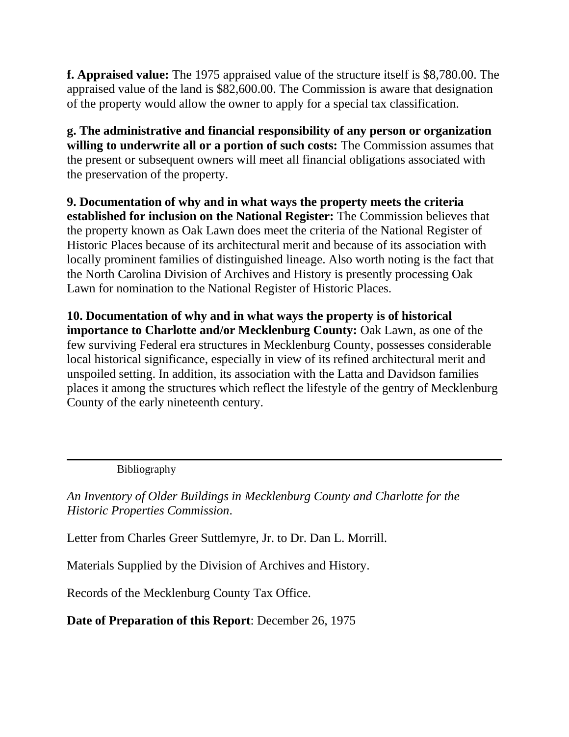**f. Appraised value:** The 1975 appraised value of the structure itself is $8,780.00. The appraised value of the land is $82,600.00. The Commission is aware that designation of the property would allow the owner to apply for a special tax classification.

**g. The administrative and financial responsibility of any person or organization willing to underwrite all or a portion of such costs:** The Commission assumes that the present or subsequent owners will meet all financial obligations associated with the preservation of the property.

**9. Documentation of why and in what ways the property meets the criteria established for inclusion on the National Register:** The Commission believes that the property known as Oak Lawn does meet the criteria of the National Register of Historic Places because of its architectural merit and because of its association with locally prominent families of distinguished lineage. Also worth noting is the fact that the North Carolina Division of Archives and History is presently processing Oak Lawn for nomination to the National Register of Historic Places.

**10. Documentation of why and in what ways the property is of historical importance to Charlotte and/or Mecklenburg County:** Oak Lawn, as one of the few surviving Federal era structures in Mecklenburg County, possesses considerable local historical significance, especially in view of its refined architectural merit and unspoiled setting. In addition, its association with the Latta and Davidson families places it among the structures which reflect the lifestyle of the gentry of Mecklenburg County of the early nineteenth century.

---

Bibliography

*An Inventory of Older Buildings in Mecklenburg County and Charlotte for the Historic Properties Commission*.

Letter from Charles Greer Suttlemyre, Jr. to Dr. Dan L. Morrill.

Materials Supplied by the Division of Archives and History.

Records of the Mecklenburg County Tax Office.

**Date of Preparation of this Report**: December 26, 1975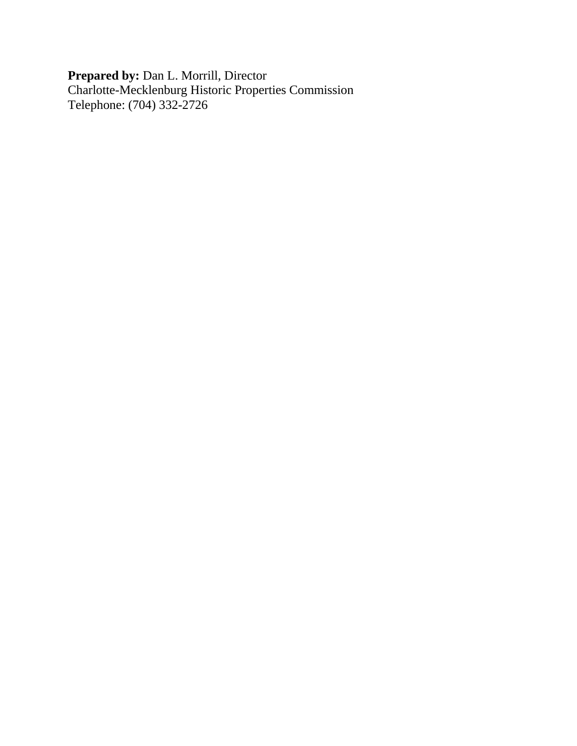**Prepared by:** Dan L. Morrill, Director
Charlotte-Mecklenburg Historic Properties Commission
Telephone: (704) 332-2726